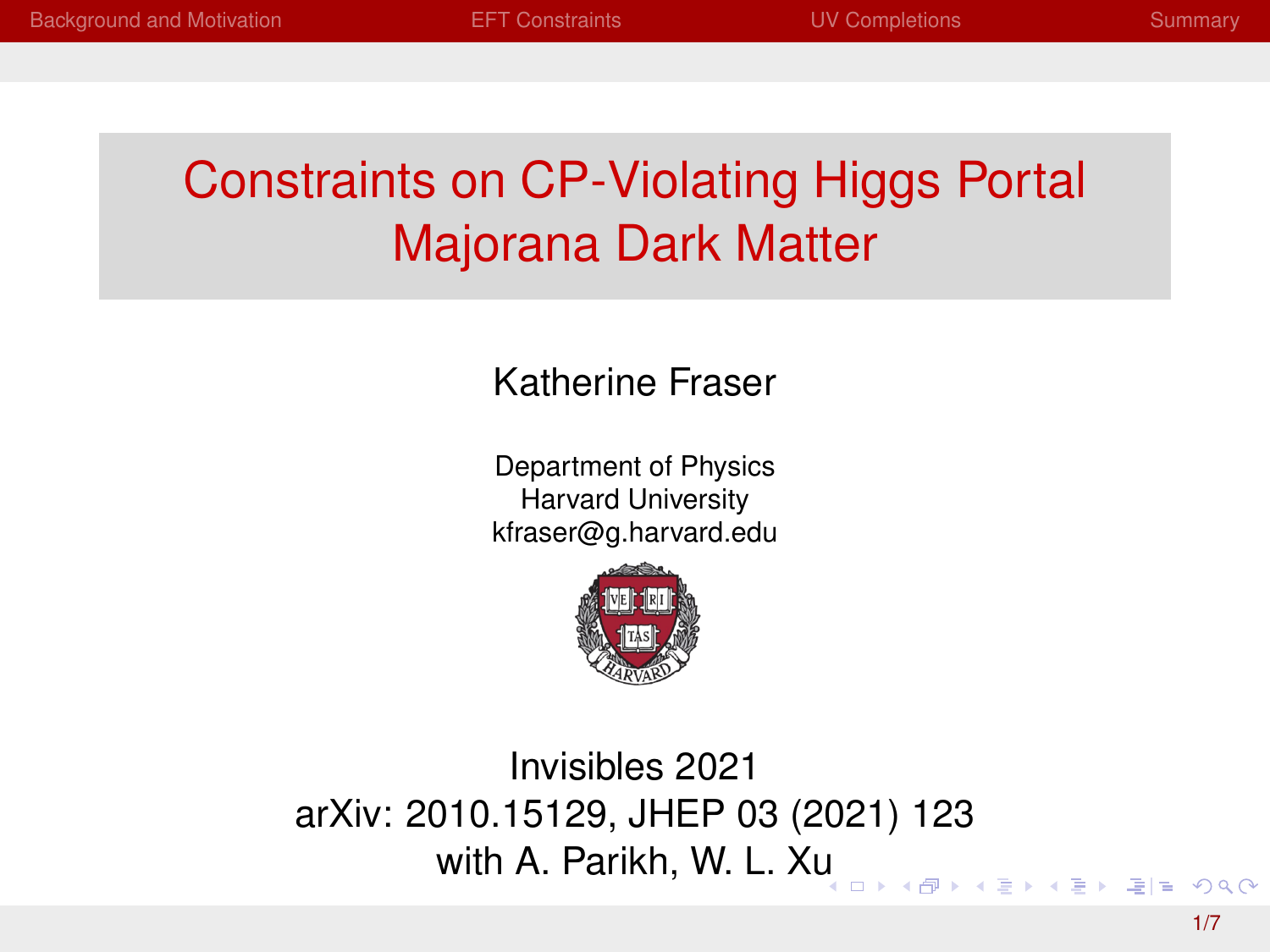# Constraints on CP-Violating Higgs Portal Majorana Dark Matter

Katherine Fraser

Department of Physics
Harvard University
kfraser@g.harvard.edu

Invisibles 2021
arXiv: 2010.15129, JHEP 03 (2021) 123
with A. Parikh, W. L. Xu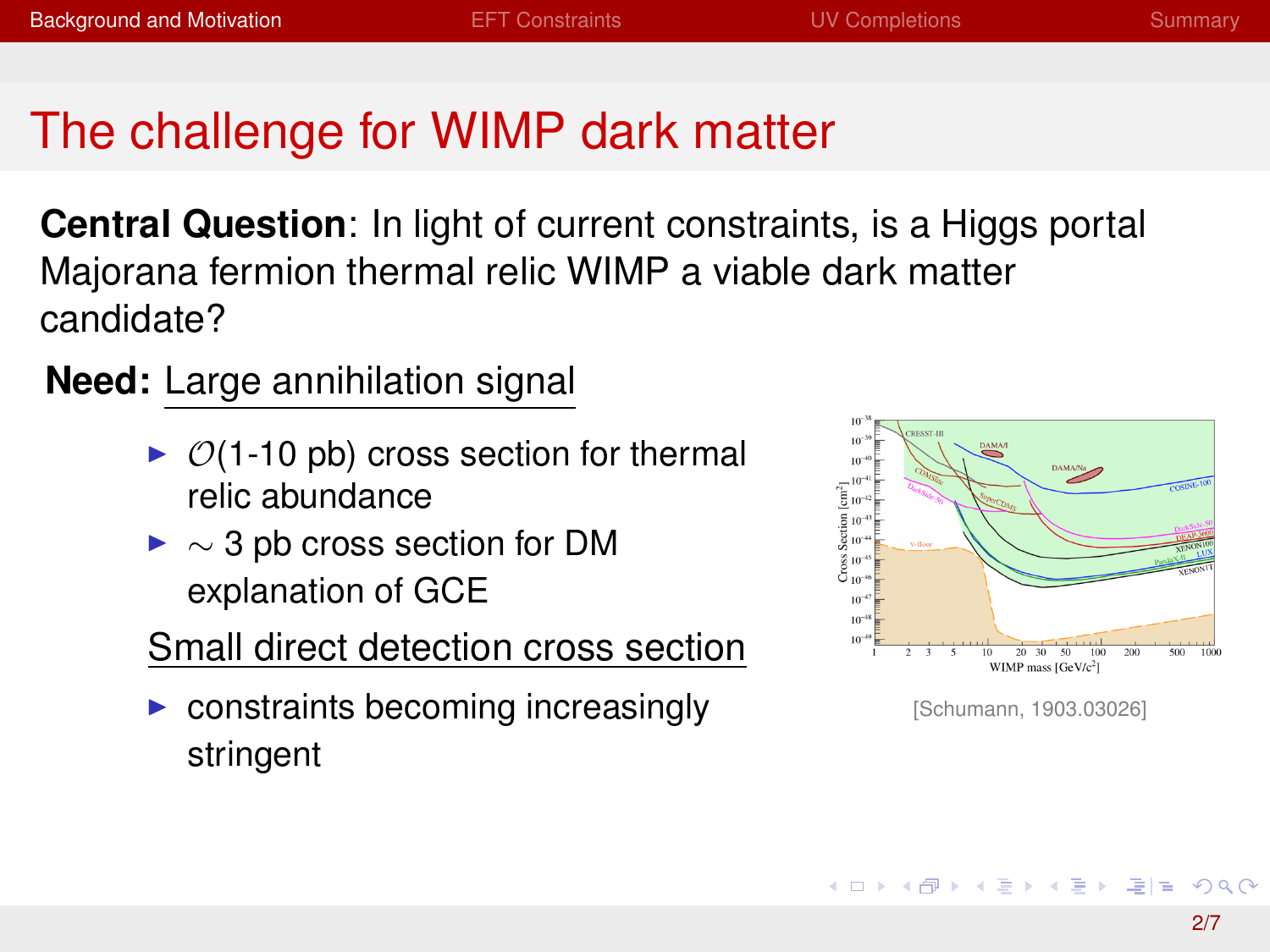# The challenge for WIMP dark matter

**Central Question**: In light of current constraints, is a Higgs portal Majorana fermion thermal relic WIMP a viable dark matter candidate?

**Need:** Large annihilation signal

- $\mathcal{O}$(1-10 pb) cross section for thermal relic abundance
- $\sim$ 3 pb cross section for DM explanation of GCE

Small direct detection cross section

- constraints becoming increasingly stringent

[Schumann, 1903.03026]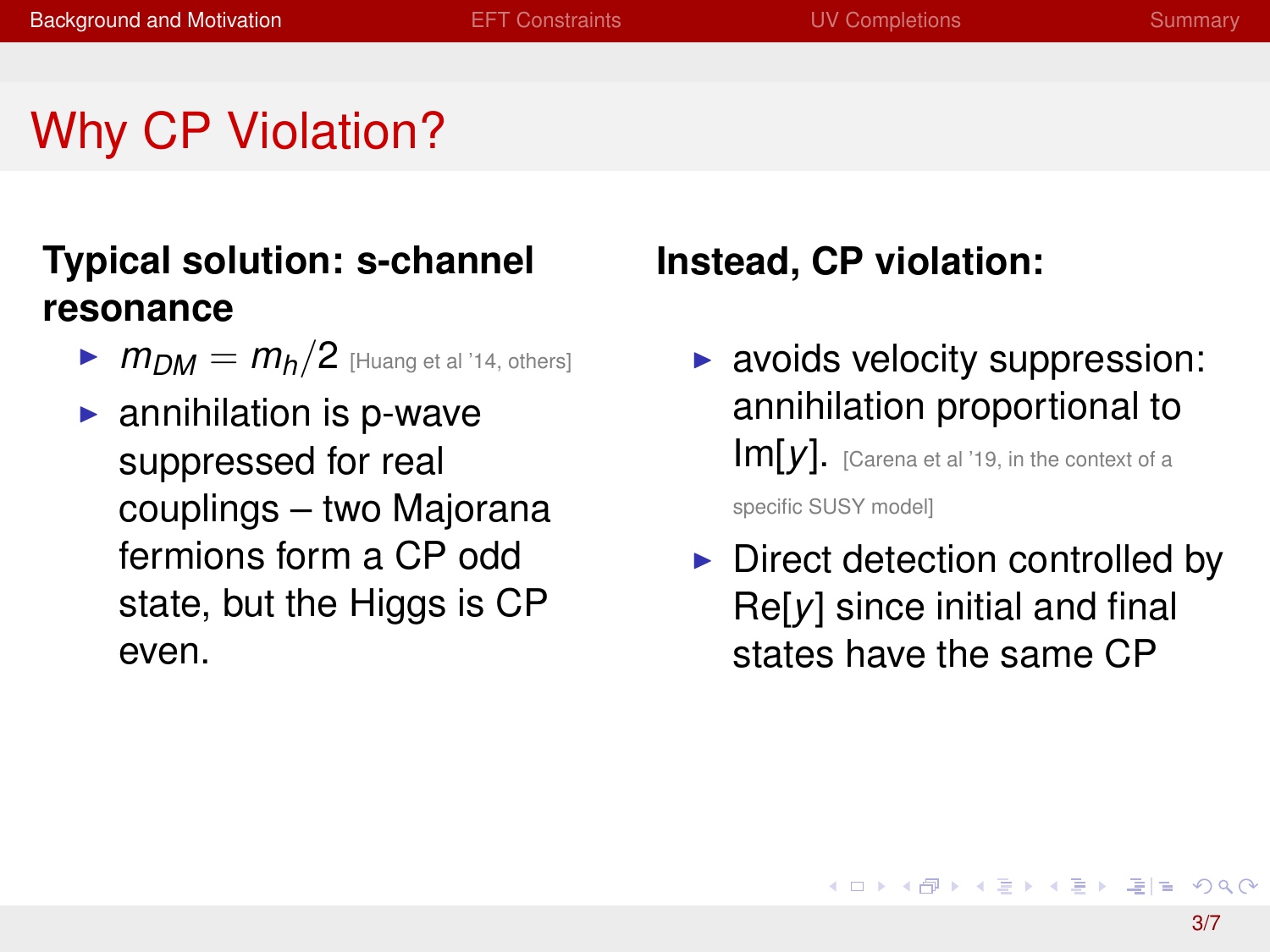# Why CP Violation?

**Typical solution: s-channel resonance**

- $m_{DM} = m_h/2$ [Huang et al '14, others]
- annihilation is p-wave suppressed for real couplings – two Majorana fermions form a CP odd state, but the Higgs is CP even.

**Instead, CP violation:**

- avoids velocity suppression: annihilation proportional to Im[$y$]. [Carena et al '19, in the context of a specific SUSY model]
- Direct detection controlled by Re[$y$] since initial and final states have the same CP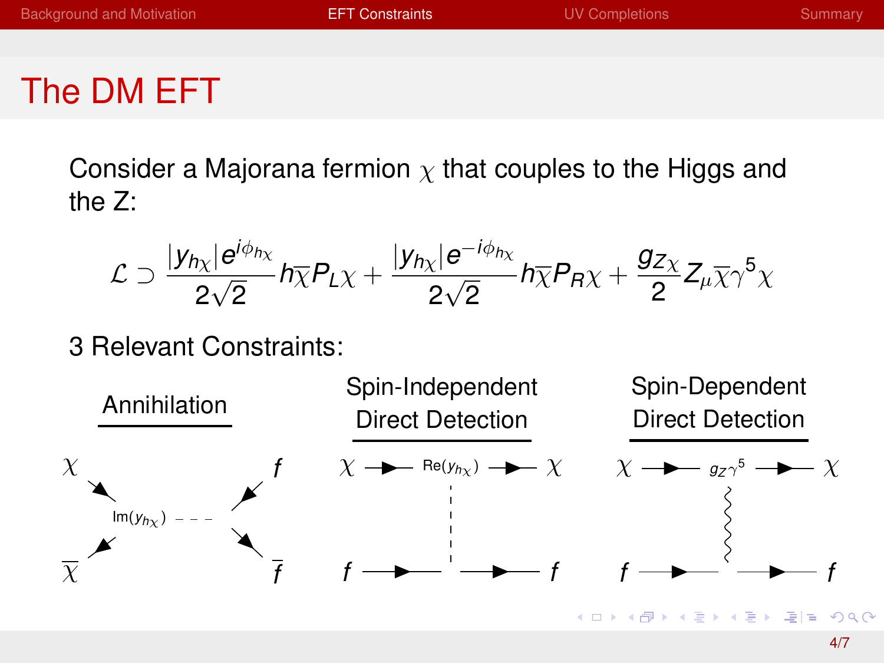# The DM EFT

Consider a Majorana fermion $\chi$ that couples to the Higgs and the Z:

$$\mathcal{L} \supset \frac{|y_{h\chi}|e^{i\phi_{h\chi}}}{2\sqrt{2}} h\overline{\chi}P_L\chi + \frac{|y_{h\chi}|e^{-i\phi_{h\chi}}}{2\sqrt{2}} h\overline{\chi}P_R\chi + \frac{g_{Z\chi}}{2} Z_\mu \overline{\chi}\gamma^5\chi$$

3 Relevant Constraints:

| Annihilation | Spin-Independent Direct Detection | Spin-Dependent Direct Detection |
| --- | --- | --- |
| $\chi\overline{\chi} \to f\overline{f}$ via $\mathrm{Im}(y_{h\chi})$ | $\chi f \to \chi f$ via $\mathrm{Re}(y_{h\chi})$ | $\chi f \to \chi f$ via $g_Z\gamma^5$ |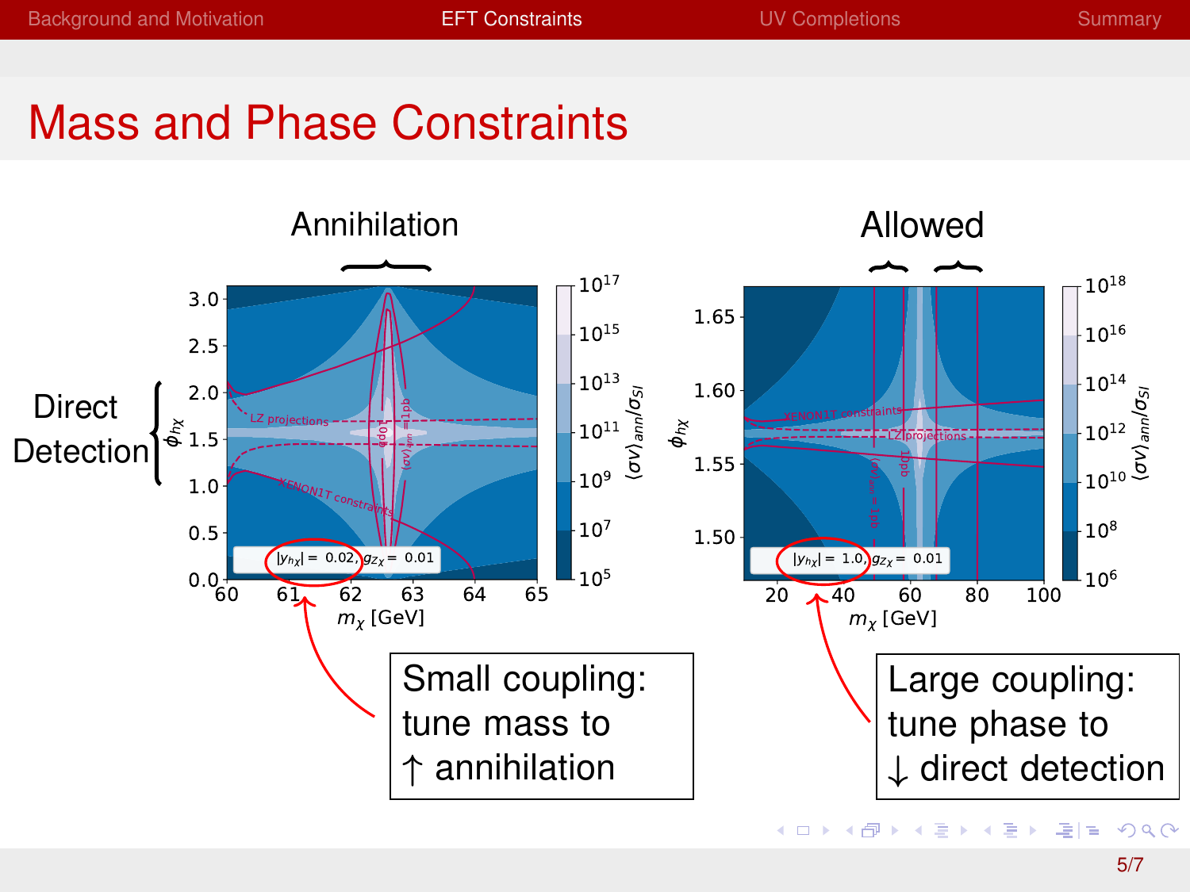# Mass and Phase Constraints

Annihilation

Allowed

Direct Detection

$|y_{h\chi}| = 0.02$, $g_{Z\chi} = 0.01$

$|y_{h\chi}| = 1.0$, $g_{Z\chi} = 0.01$

Small coupling: tune mass to $\uparrow$ annihilation

Large coupling: tune phase to $\downarrow$ direct detection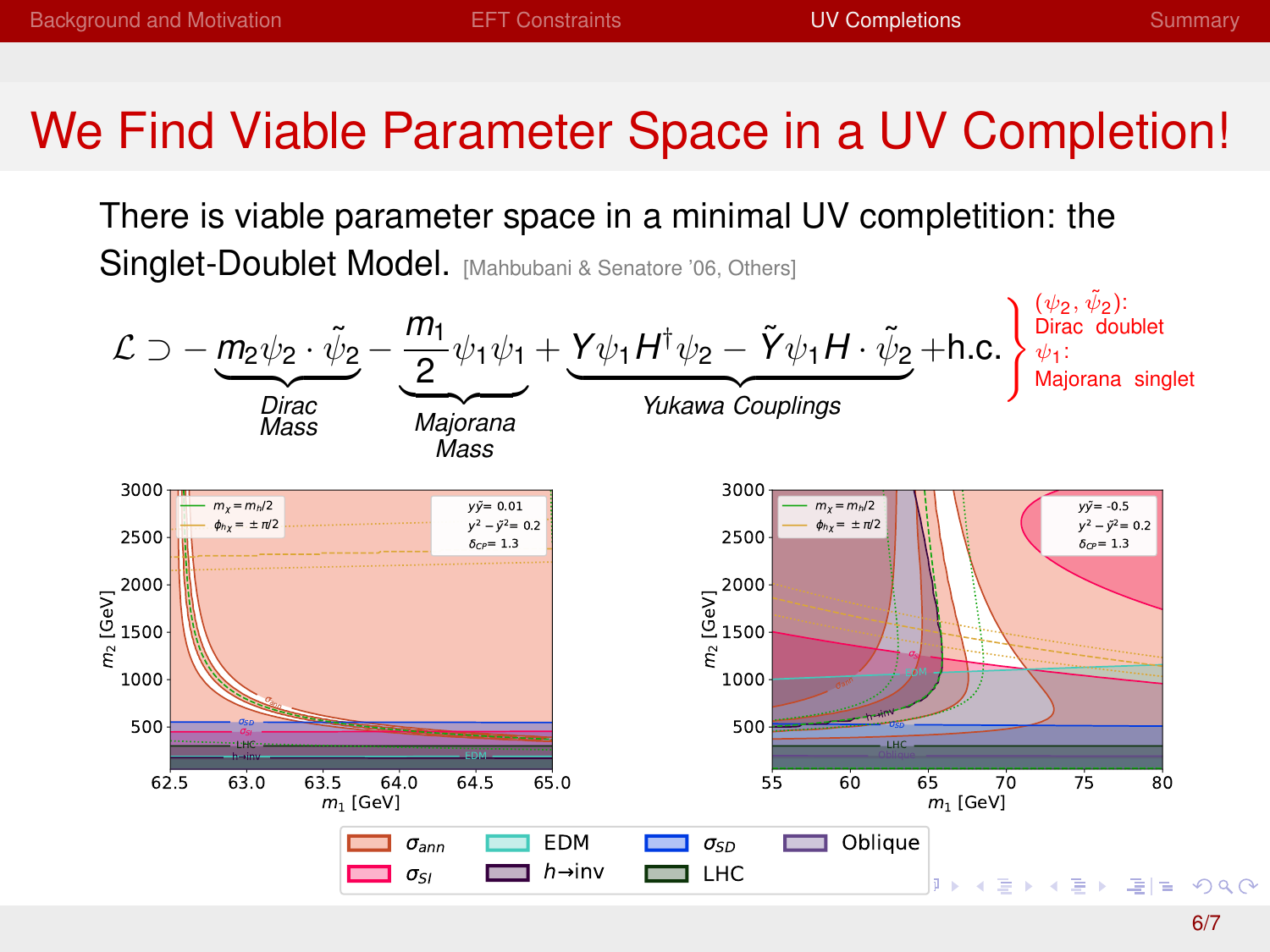# We Find Viable Parameter Space in a UV Completion!

There is viable parameter space in a minimal UV completition: the Singlet-Doublet Model. [Mahbubani & Senatore '06, Others]

$$\mathcal{L} \supset -\underbrace{m_2 \psi_2 \cdot \tilde{\psi}_2}_{\text{Dirac Mass}} - \underbrace{\frac{m_1}{2} \psi_1 \psi_1}_{\text{Majorana Mass}} + \underbrace{Y \psi_1 H^\dagger \psi_2 - \tilde{Y} \psi_1 H \cdot \tilde{\psi}_2}_{\text{Yukawa Couplings}} + \text{h.c.}$$

$(\psi_2, \tilde{\psi}_2)$: Dirac doublet
$\psi_1$: Majorana singlet

Left plot: $y\tilde{y} = 0.01$, $y^2 - \tilde{y}^2 = 0.2$, $\delta_{CP} = 1.3$; axes $m_1$ [GeV] (62.5–65.0), $m_2$ [GeV] (up to 3000). Lines: $m_\chi = m_h/2$, $\phi_{h\chi} = \pm\pi/2$.

Right plot: $y\tilde{y} = -0.5$, $y^2 - \tilde{y}^2 = 0.2$, $\delta_{CP} = 1.3$; axes $m_1$ [GeV] (55–80), $m_2$ [GeV] (up to 3000). Lines: $m_\chi = m_h/2$, $\phi_{h\chi} = \pm\pi/2$.

Legend: $\sigma_{ann}$, $\sigma_{SI}$, EDM, $h\to$inv, $\sigma_{SD}$, LHC, Oblique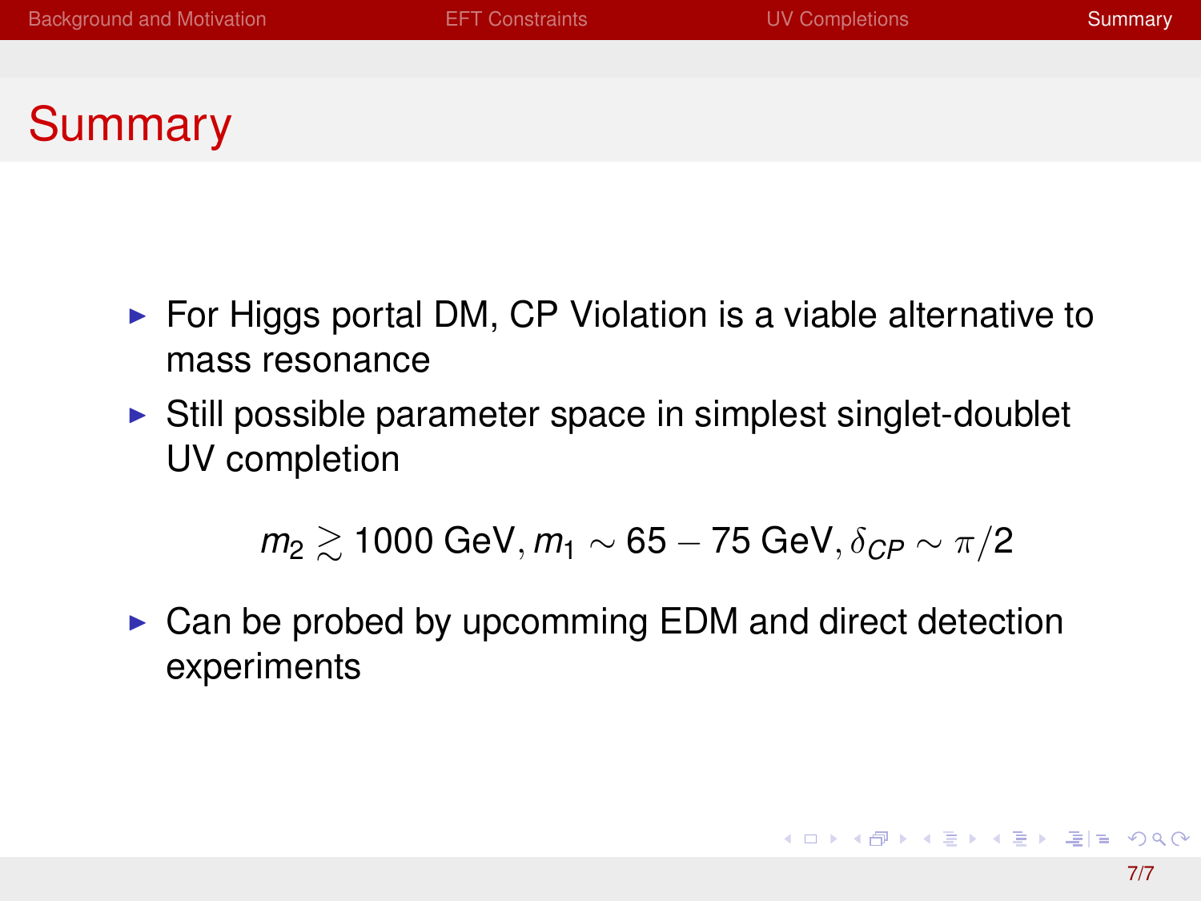# Summary

- For Higgs portal DM, CP Violation is a viable alternative to mass resonance
- Still possible parameter space in simplest singlet-doublet UV completion

$$m_2 \gtrsim 1000\ \text{GeV}, m_1 \sim 65 - 75\ \text{GeV}, \delta_{CP} \sim \pi/2$$

- Can be probed by upcomming EDM and direct detection experiments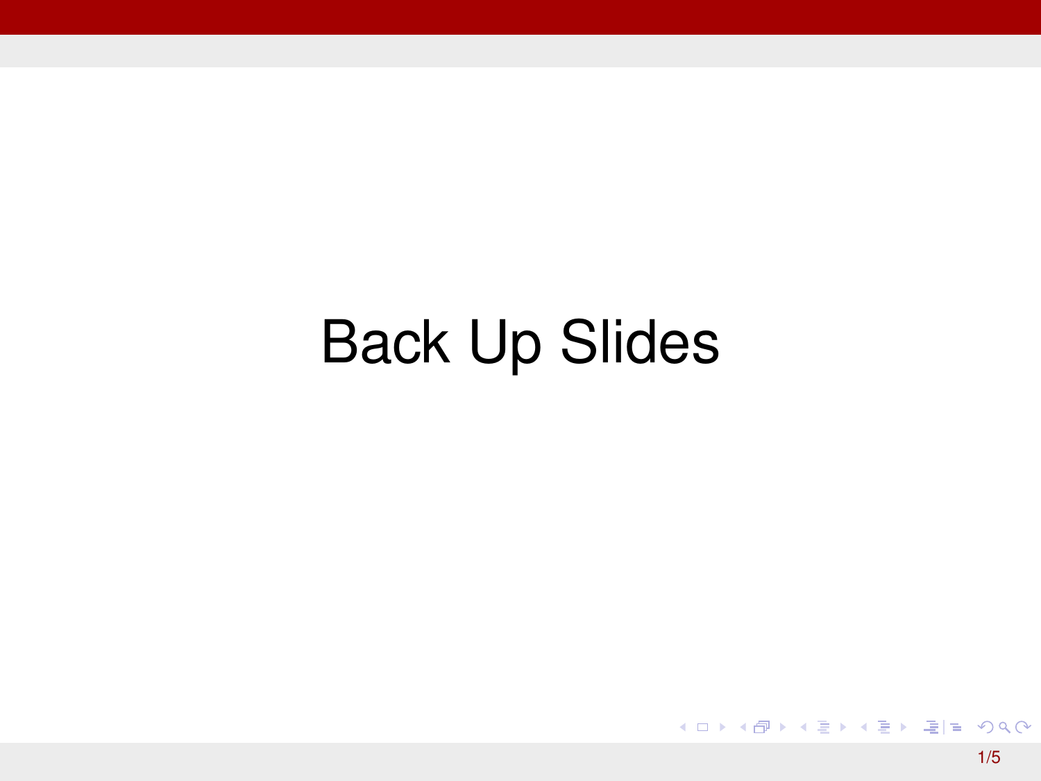# Back Up Slides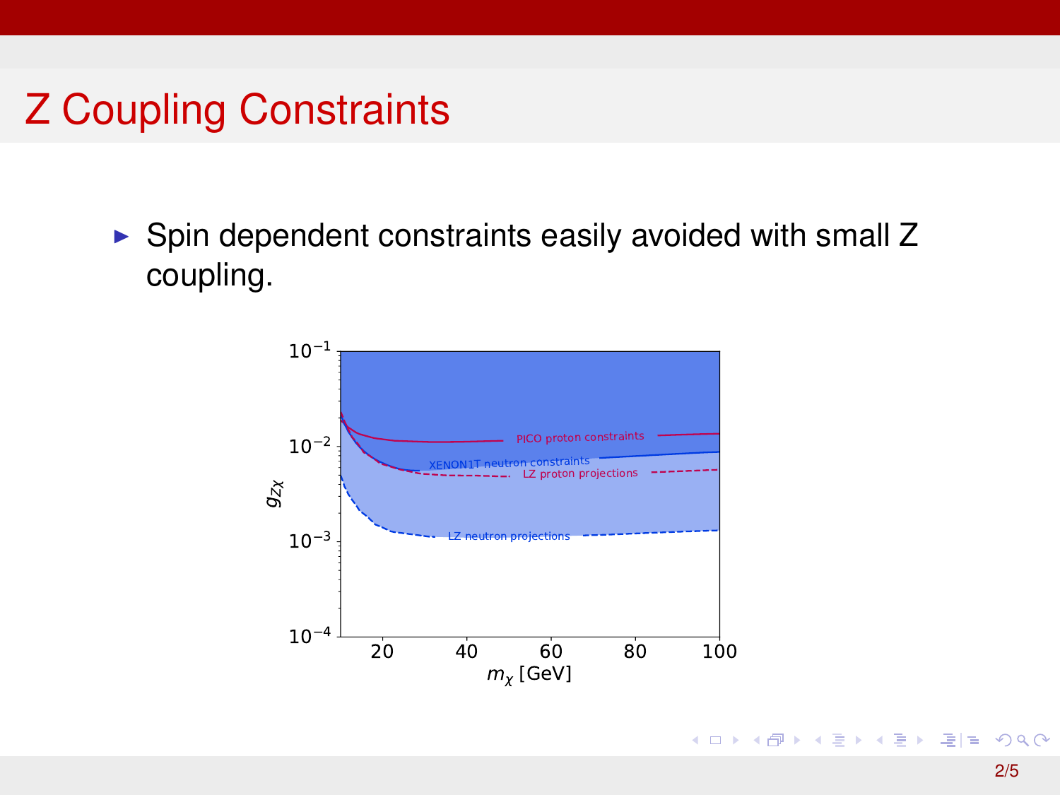# Z Coupling Constraints

- Spin dependent constraints easily avoided with small Z coupling.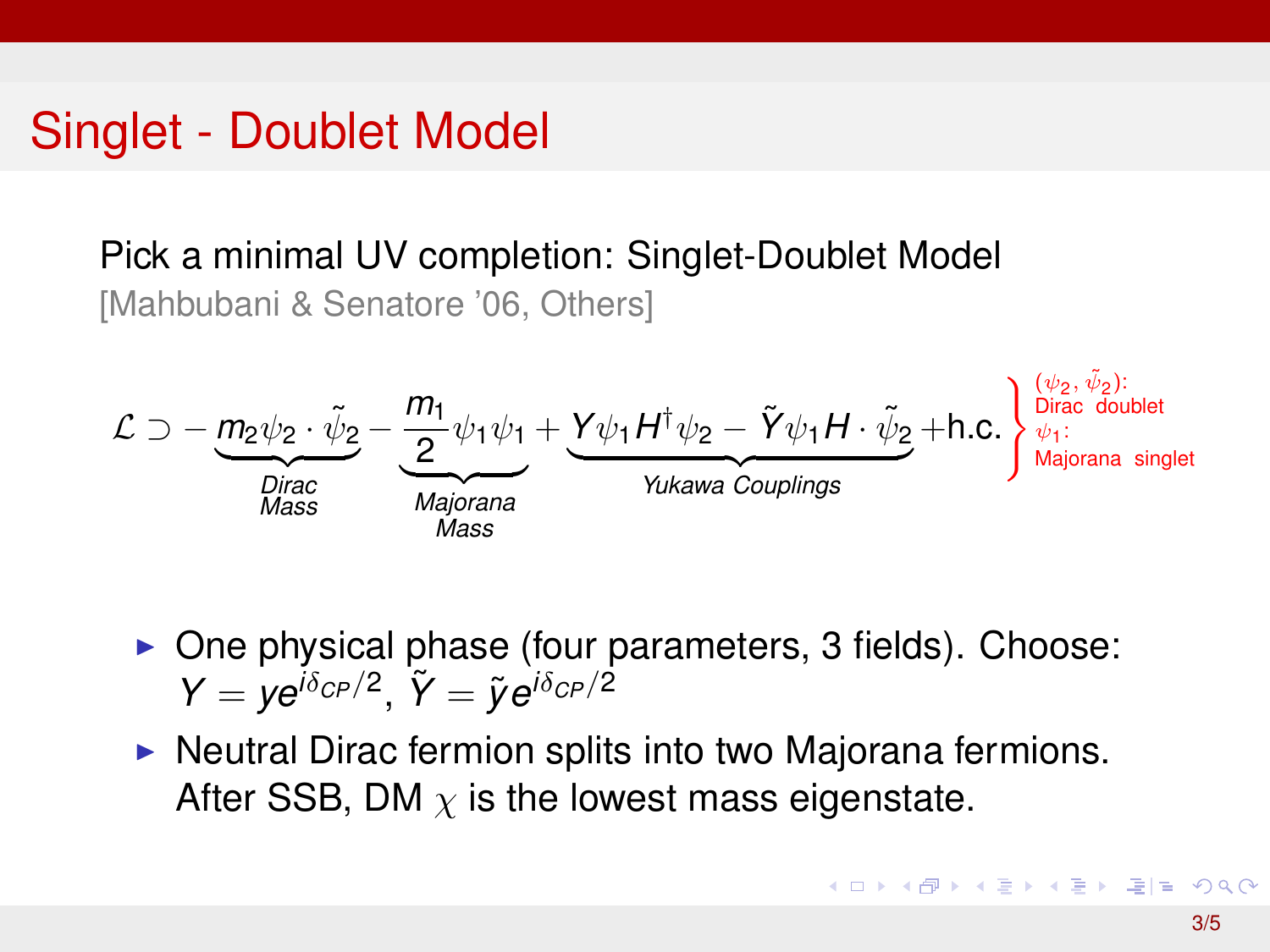# Singlet - Doublet Model

Pick a minimal UV completion: Singlet-Doublet Model
[Mahbubani & Senatore '06, Others]

$$\mathcal{L} \supset -\underbrace{m_2 \psi_2 \cdot \tilde{\psi}_2}_{\text{Dirac Mass}} - \underbrace{\frac{m_1}{2}\psi_1\psi_1}_{\text{Majorana Mass}} + \underbrace{Y\psi_1 H^\dagger \psi_2 - \tilde{Y}\psi_1 H \cdot \tilde{\psi}_2}_{\text{Yukawa Couplings}} + \text{h.c.}$$

$(\psi_2, \tilde{\psi}_2)$: Dirac doublet
$\psi_1$: Majorana singlet

- One physical phase (four parameters, 3 fields). Choose: $Y = ye^{i\delta_{CP}/2}$, $\tilde{Y} = \tilde{y}e^{i\delta_{CP}/2}$
- Neutral Dirac fermion splits into two Majorana fermions. After SSB, DM $\chi$ is the lowest mass eigenstate.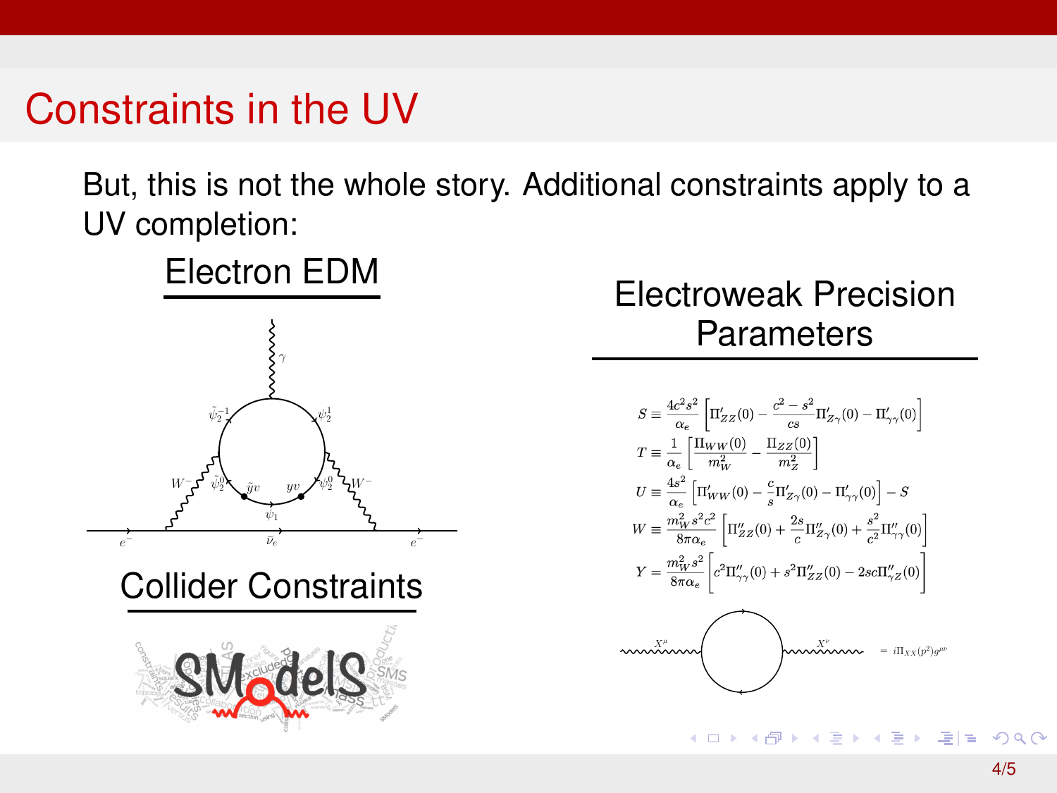# Constraints in the UV

But, this is not the whole story. Additional constraints apply to a UV completion:

## Electron EDM

## Collider Constraints

## Electroweak Precision Parameters

$$S \equiv \frac{4c^2s^2}{\alpha_e}\left[\Pi'_{ZZ}(0) - \frac{c^2-s^2}{cs}\Pi'_{Z\gamma}(0) - \Pi'_{\gamma\gamma}(0)\right]$$

$$T \equiv \frac{1}{\alpha_e}\left[\frac{\Pi_{WW}(0)}{m_W^2} - \frac{\Pi_{ZZ}(0)}{m_Z^2}\right]$$

$$U \equiv \frac{4s^2}{\alpha_e}\left[\Pi'_{WW}(0) - \frac{c}{s}\Pi'_{Z\gamma}(0) - \Pi'_{\gamma\gamma}(0)\right] - S$$

$$W \equiv \frac{m_W^2 s^2 c^2}{8\pi\alpha_e}\left[\Pi''_{ZZ}(0) + \frac{2s}{c}\Pi''_{Z\gamma}(0) + \frac{s^2}{c^2}\Pi''_{\gamma\gamma}(0)\right]$$

$$Y = \frac{m_W^2 s^2}{8\pi\alpha_e}\left[c^2\Pi''_{\gamma\gamma}(0) + s^2\Pi''_{ZZ}(0) - 2sc\Pi''_{\gamma Z}(0)\right]$$

$$= i\Pi_{XX}(p^2)g^{\mu\nu}$$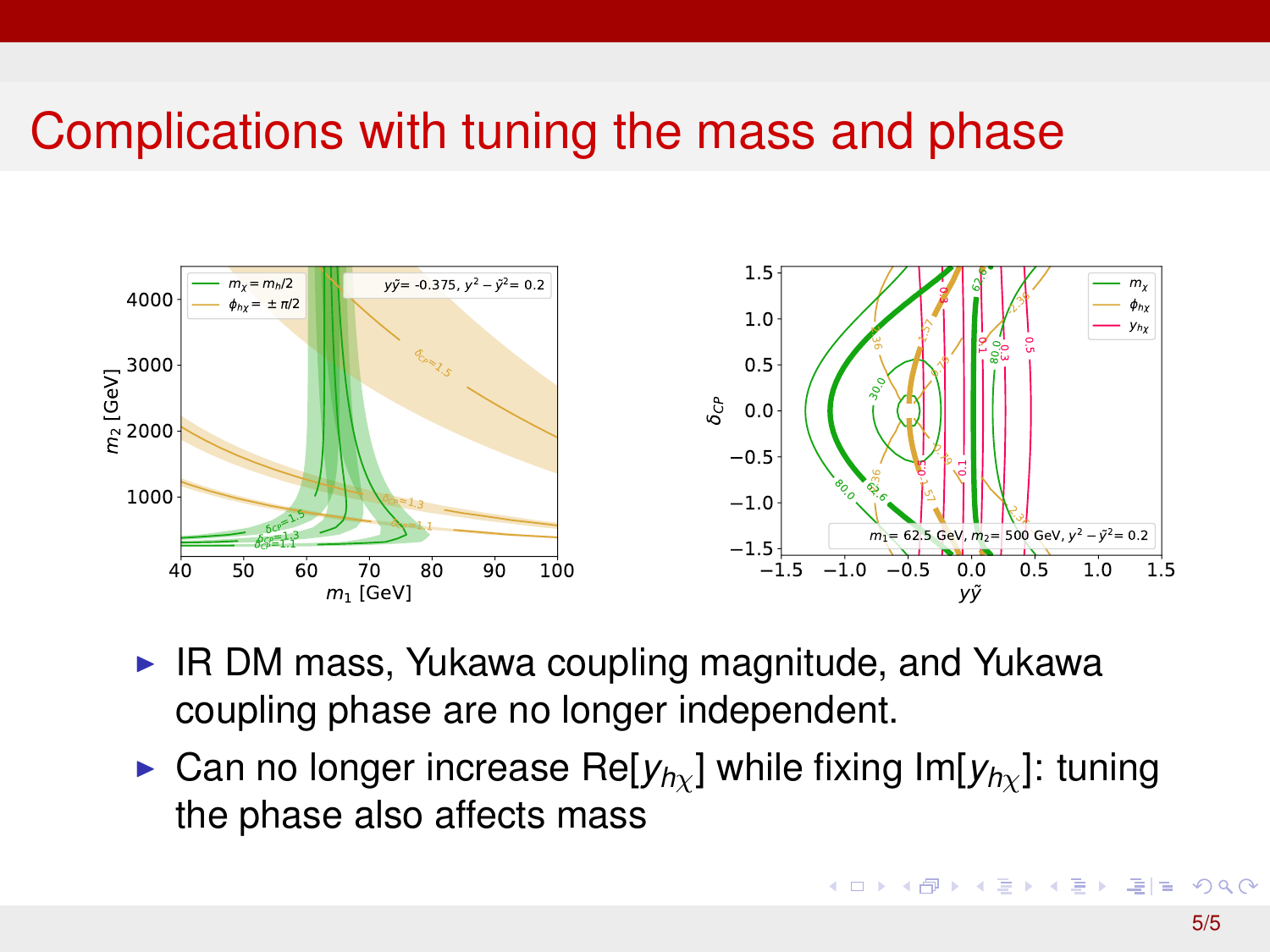# Complications with tuning the mass and phase

$m_\chi = m_h/2$

$\phi_{h\chi} = \pm\pi/2$

$y\tilde{y}$= -0.375, $y^2 - \tilde{y}^2$= 0.2

$\delta_{CP}$=1.5

$\delta_{CP}$=1.3

$\delta_{CP}$=1.1

$m_2$ [GeV]

$m_1$ [GeV]

$m_\chi$

$\phi_{h\chi}$

$y_{h\chi}$

$m_1$= 62.5 GeV, $m_2$= 500 GeV, $y^2 - \tilde{y}^2$= 0.2

$\delta_{CP}$

$y\tilde{y}$

- IR DM mass, Yukawa coupling magnitude, and Yukawa coupling phase are no longer independent.
- Can no longer increase Re[$y_{h\chi}$] while fixing Im[$y_{h\chi}$]: tuning the phase also affects mass